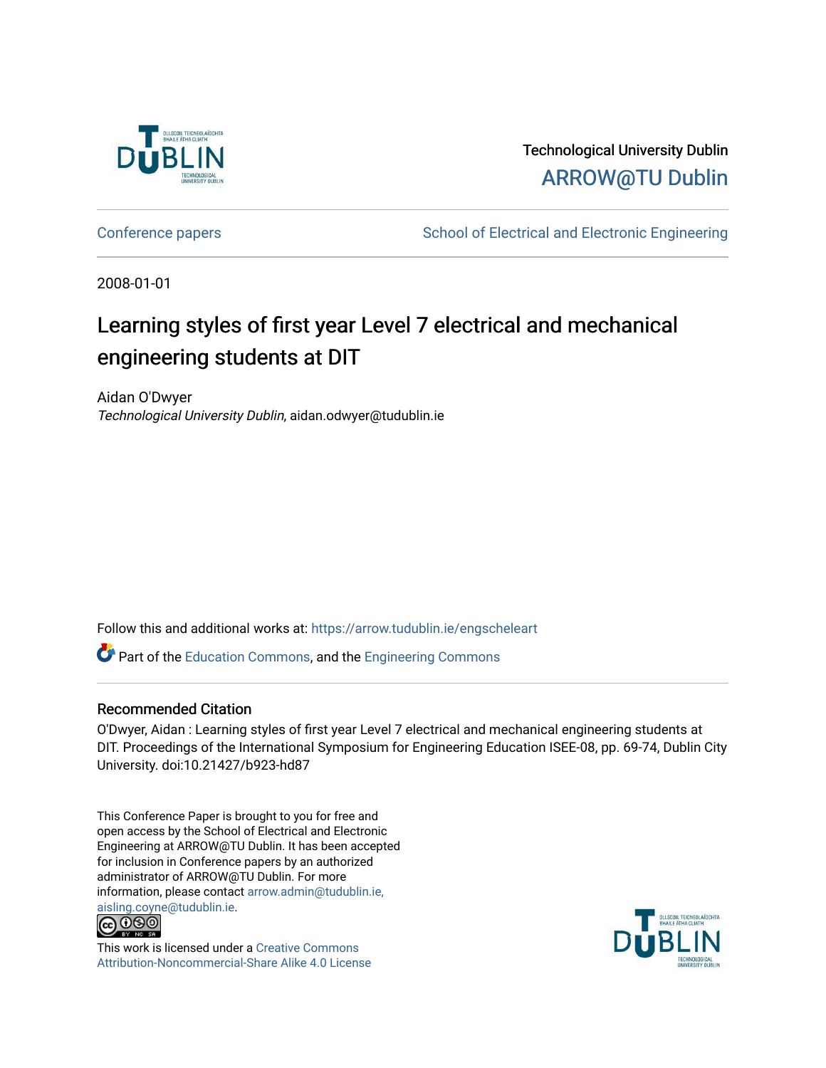Technological University Dublin

ARROW@TU Dublin

Conference papers

School of Electrical and Electronic Engineering

2008-01-01

# Learning styles of first year Level 7 electrical and mechanical engineering students at DIT

Aidan O'Dwyer

*Technological University Dublin*, aidan.odwyer@tudublin.ie

Follow this and additional works at: https://arrow.tudublin.ie/engscheleart

Part of the Education Commons, and the Engineering Commons

## Recommended Citation

O'Dwyer, Aidan : Learning styles of first year Level 7 electrical and mechanical engineering students at DIT. Proceedings of the International Symposium for Engineering Education ISEE-08, pp. 69-74, Dublin City University. doi:10.21427/b923-hd87

This Conference Paper is brought to you for free and open access by the School of Electrical and Electronic Engineering at ARROW@TU Dublin. It has been accepted for inclusion in Conference papers by an authorized administrator of ARROW@TU Dublin. For more information, please contact arrow.admin@tudublin.ie, aisling.coyne@tudublin.ie.

This work is licensed under a Creative Commons Attribution-Noncommercial-Share Alike 4.0 License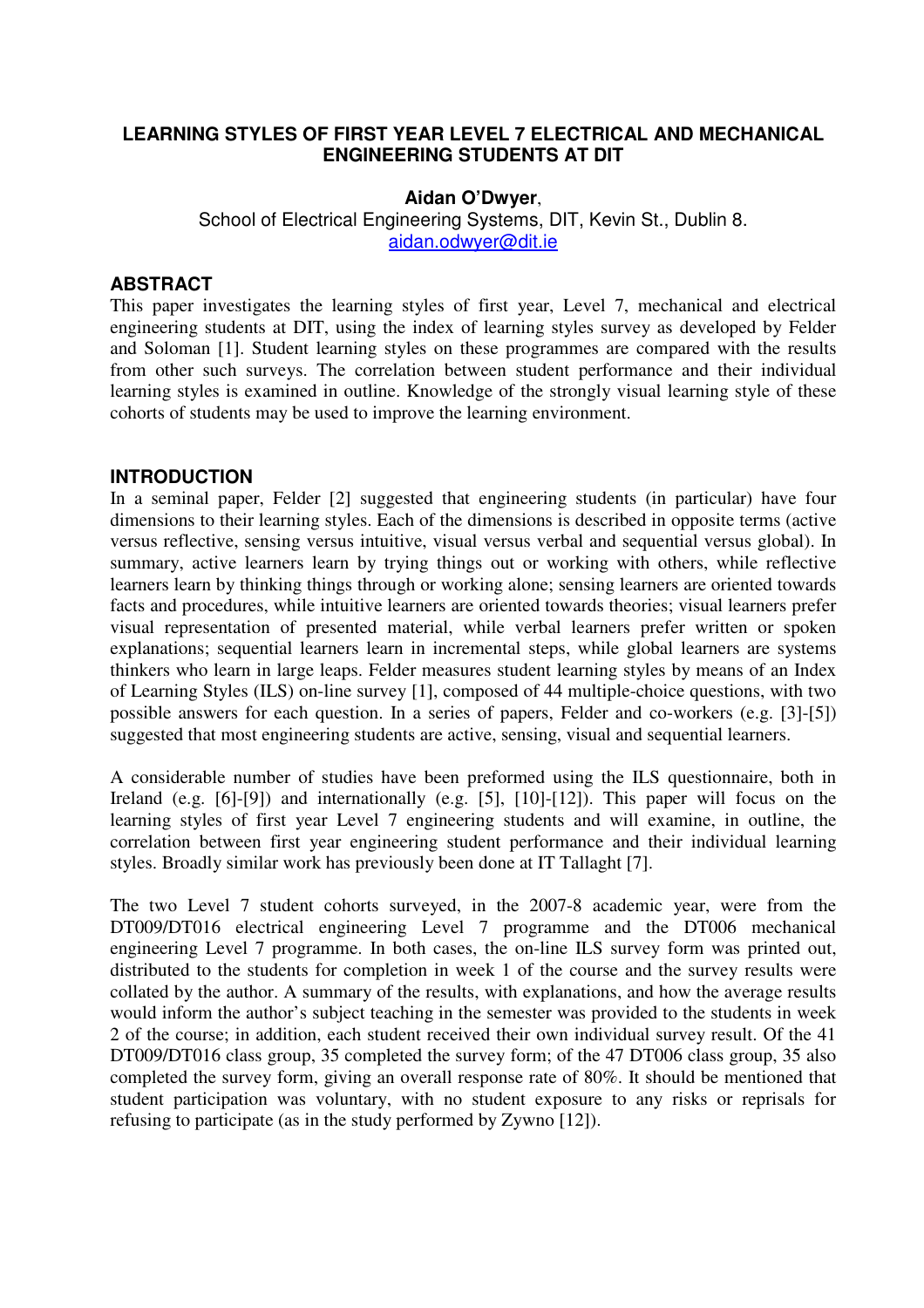**LEARNING STYLES OF FIRST YEAR LEVEL 7 ELECTRICAL AND MECHANICAL ENGINEERING STUDENTS AT DIT**

**Aidan O'Dwyer**,
School of Electrical Engineering Systems, DIT, Kevin St., Dublin 8.
aidan.odwyer@dit.ie

## ABSTRACT

This paper investigates the learning styles of first year, Level 7, mechanical and electrical engineering students at DIT, using the index of learning styles survey as developed by Felder and Soloman [1]. Student learning styles on these programmes are compared with the results from other such surveys. The correlation between student performance and their individual learning styles is examined in outline. Knowledge of the strongly visual learning style of these cohorts of students may be used to improve the learning environment.

## INTRODUCTION

In a seminal paper, Felder [2] suggested that engineering students (in particular) have four dimensions to their learning styles. Each of the dimensions is described in opposite terms (active versus reflective, sensing versus intuitive, visual versus verbal and sequential versus global). In summary, active learners learn by trying things out or working with others, while reflective learners learn by thinking things through or working alone; sensing learners are oriented towards facts and procedures, while intuitive learners are oriented towards theories; visual learners prefer visual representation of presented material, while verbal learners prefer written or spoken explanations; sequential learners learn in incremental steps, while global learners are systems thinkers who learn in large leaps. Felder measures student learning styles by means of an Index of Learning Styles (ILS) on-line survey [1], composed of 44 multiple-choice questions, with two possible answers for each question. In a series of papers, Felder and co-workers (e.g. [3]-[5]) suggested that most engineering students are active, sensing, visual and sequential learners.

A considerable number of studies have been preformed using the ILS questionnaire, both in Ireland (e.g. [6]-[9]) and internationally (e.g. [5], [10]-[12]). This paper will focus on the learning styles of first year Level 7 engineering students and will examine, in outline, the correlation between first year engineering student performance and their individual learning styles. Broadly similar work has previously been done at IT Tallaght [7].

The two Level 7 student cohorts surveyed, in the 2007-8 academic year, were from the DT009/DT016 electrical engineering Level 7 programme and the DT006 mechanical engineering Level 7 programme. In both cases, the on-line ILS survey form was printed out, distributed to the students for completion in week 1 of the course and the survey results were collated by the author. A summary of the results, with explanations, and how the average results would inform the author's subject teaching in the semester was provided to the students in week 2 of the course; in addition, each student received their own individual survey result. Of the 41 DT009/DT016 class group, 35 completed the survey form; of the 47 DT006 class group, 35 also completed the survey form, giving an overall response rate of 80%. It should be mentioned that student participation was voluntary, with no student exposure to any risks or reprisals for refusing to participate (as in the study performed by Zywno [12]).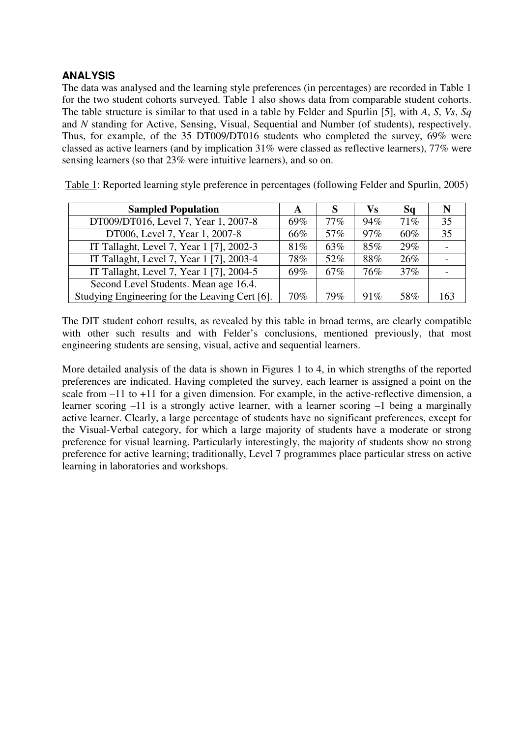## ANALYSIS

The data was analysed and the learning style preferences (in percentages) are recorded in Table 1 for the two student cohorts surveyed. Table 1 also shows data from comparable student cohorts. The table structure is similar to that used in a table by Felder and Spurlin [5], with *A*, *S*, *Vs*, *Sq* and *N* standing for Active, Sensing, Visual, Sequential and Number (of students), respectively. Thus, for example, of the 35 DT009/DT016 students who completed the survey, 69% were classed as active learners (and by implication 31% were classed as reflective learners), 77% were sensing learners (so that 23% were intuitive learners), and so on.

Table 1: Reported learning style preference in percentages (following Felder and Spurlin, 2005)

| Sampled Population | A | S | Vs | Sq | N |
|---|---|---|---|---|---|
| DT009/DT016, Level 7, Year 1, 2007-8 | 69% | 77% | 94% | 71% | 35 |
| DT006, Level 7, Year 1, 2007-8 | 66% | 57% | 97% | 60% | 35 |
| IT Tallaght, Level 7, Year 1 [7], 2002-3 | 81% | 63% | 85% | 29% | - |
| IT Tallaght, Level 7, Year 1 [7], 2003-4 | 78% | 52% | 88% | 26% | - |
| IT Tallaght, Level 7, Year 1 [7], 2004-5 | 69% | 67% | 76% | 37% | - |
| Second Level Students. Mean age 16.4. Studying Engineering for the Leaving Cert [6]. | 70% | 79% | 91% | 58% | 163 |

The DIT student cohort results, as revealed by this table in broad terms, are clearly compatible with other such results and with Felder's conclusions, mentioned previously, that most engineering students are sensing, visual, active and sequential learners.

More detailed analysis of the data is shown in Figures 1 to 4, in which strengths of the reported preferences are indicated. Having completed the survey, each learner is assigned a point on the scale from –11 to +11 for a given dimension. For example, in the active-reflective dimension, a learner scoring –11 is a strongly active learner, with a learner scoring –1 being a marginally active learner. Clearly, a large percentage of students have no significant preferences, except for the Visual-Verbal category, for which a large majority of students have a moderate or strong preference for visual learning. Particularly interestingly, the majority of students show no strong preference for active learning; traditionally, Level 7 programmes place particular stress on active learning in laboratories and workshops.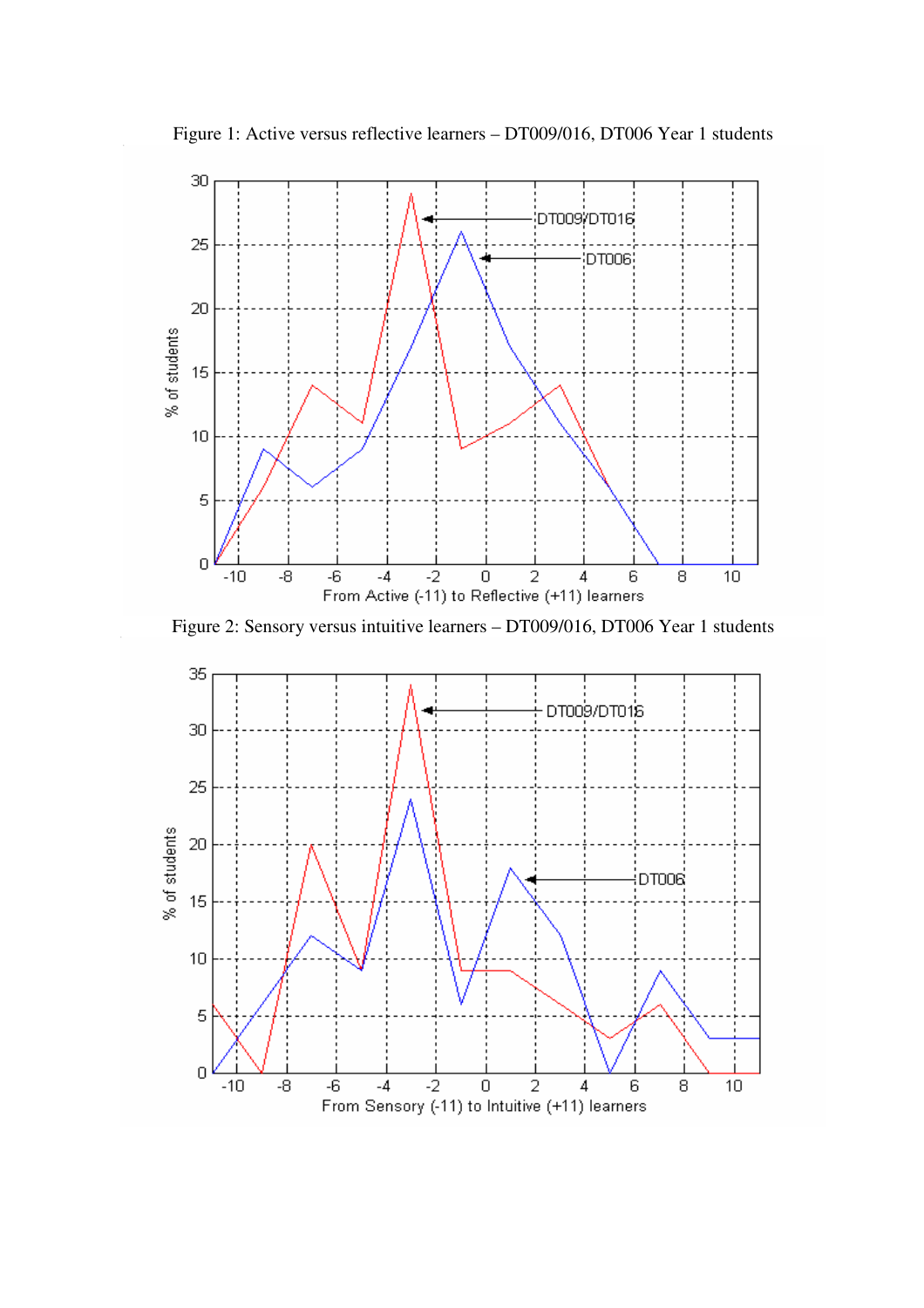Figure 1: Active versus reflective learners – DT009/016, DT006 Year 1 students

Figure 2: Sensory versus intuitive learners – DT009/016, DT006 Year 1 students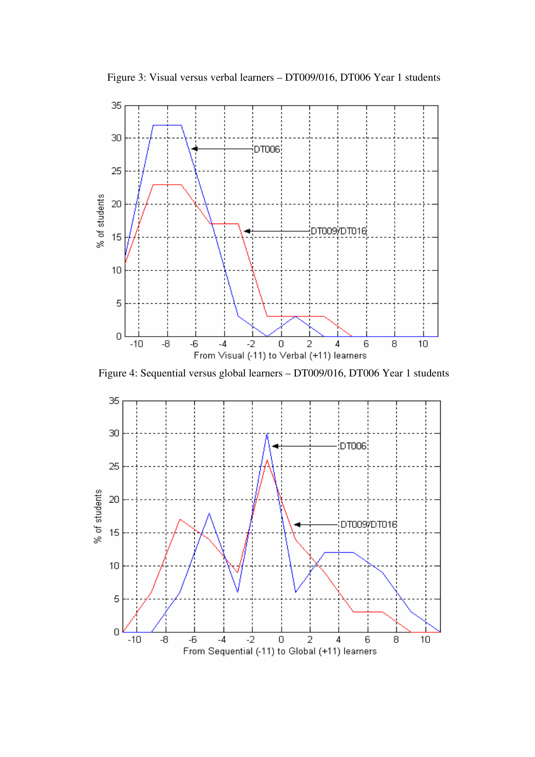Figure 3: Visual versus verbal learners – DT009/016, DT006 Year 1 students

Figure 4: Sequential versus global learners – DT009/016, DT006 Year 1 students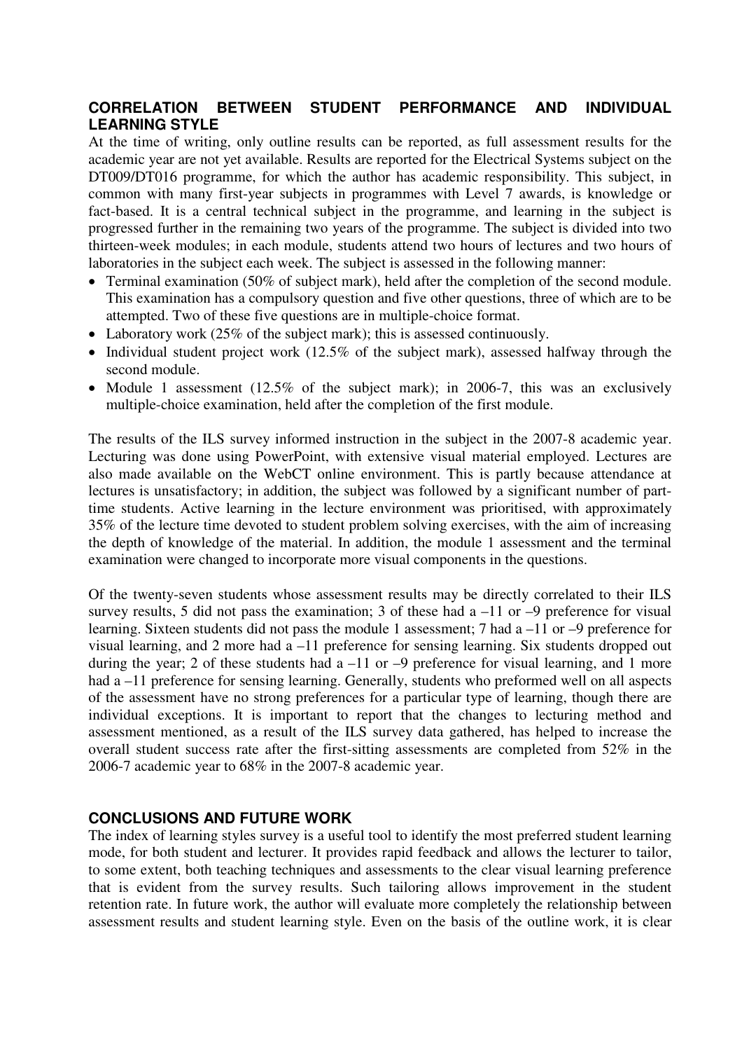## CORRELATION BETWEEN STUDENT PERFORMANCE AND INDIVIDUAL LEARNING STYLE

At the time of writing, only outline results can be reported, as full assessment results for the academic year are not yet available. Results are reported for the Electrical Systems subject on the DT009/DT016 programme, for which the author has academic responsibility. This subject, in common with many first-year subjects in programmes with Level 7 awards, is knowledge or fact-based. It is a central technical subject in the programme, and learning in the subject is progressed further in the remaining two years of the programme. The subject is divided into two thirteen-week modules; in each module, students attend two hours of lectures and two hours of laboratories in the subject each week. The subject is assessed in the following manner:

- Terminal examination (50% of subject mark), held after the completion of the second module. This examination has a compulsory question and five other questions, three of which are to be attempted. Two of these five questions are in multiple-choice format.
- Laboratory work (25% of the subject mark); this is assessed continuously.
- Individual student project work (12.5% of the subject mark), assessed halfway through the second module.
- Module 1 assessment (12.5% of the subject mark); in 2006-7, this was an exclusively multiple-choice examination, held after the completion of the first module.

The results of the ILS survey informed instruction in the subject in the 2007-8 academic year. Lecturing was done using PowerPoint, with extensive visual material employed. Lectures are also made available on the WebCT online environment. This is partly because attendance at lectures is unsatisfactory; in addition, the subject was followed by a significant number of part-time students. Active learning in the lecture environment was prioritised, with approximately 35% of the lecture time devoted to student problem solving exercises, with the aim of increasing the depth of knowledge of the material. In addition, the module 1 assessment and the terminal examination were changed to incorporate more visual components in the questions.

Of the twenty-seven students whose assessment results may be directly correlated to their ILS survey results, 5 did not pass the examination; 3 of these had a –11 or –9 preference for visual learning. Sixteen students did not pass the module 1 assessment; 7 had a –11 or –9 preference for visual learning, and 2 more had a –11 preference for sensing learning. Six students dropped out during the year; 2 of these students had a –11 or –9 preference for visual learning, and 1 more had a –11 preference for sensing learning. Generally, students who preformed well on all aspects of the assessment have no strong preferences for a particular type of learning, though there are individual exceptions. It is important to report that the changes to lecturing method and assessment mentioned, as a result of the ILS survey data gathered, has helped to increase the overall student success rate after the first-sitting assessments are completed from 52% in the 2006-7 academic year to 68% in the 2007-8 academic year.

## CONCLUSIONS AND FUTURE WORK

The index of learning styles survey is a useful tool to identify the most preferred student learning mode, for both student and lecturer. It provides rapid feedback and allows the lecturer to tailor, to some extent, both teaching techniques and assessments to the clear visual learning preference that is evident from the survey results. Such tailoring allows improvement in the student retention rate. In future work, the author will evaluate more completely the relationship between assessment results and student learning style. Even on the basis of the outline work, it is clear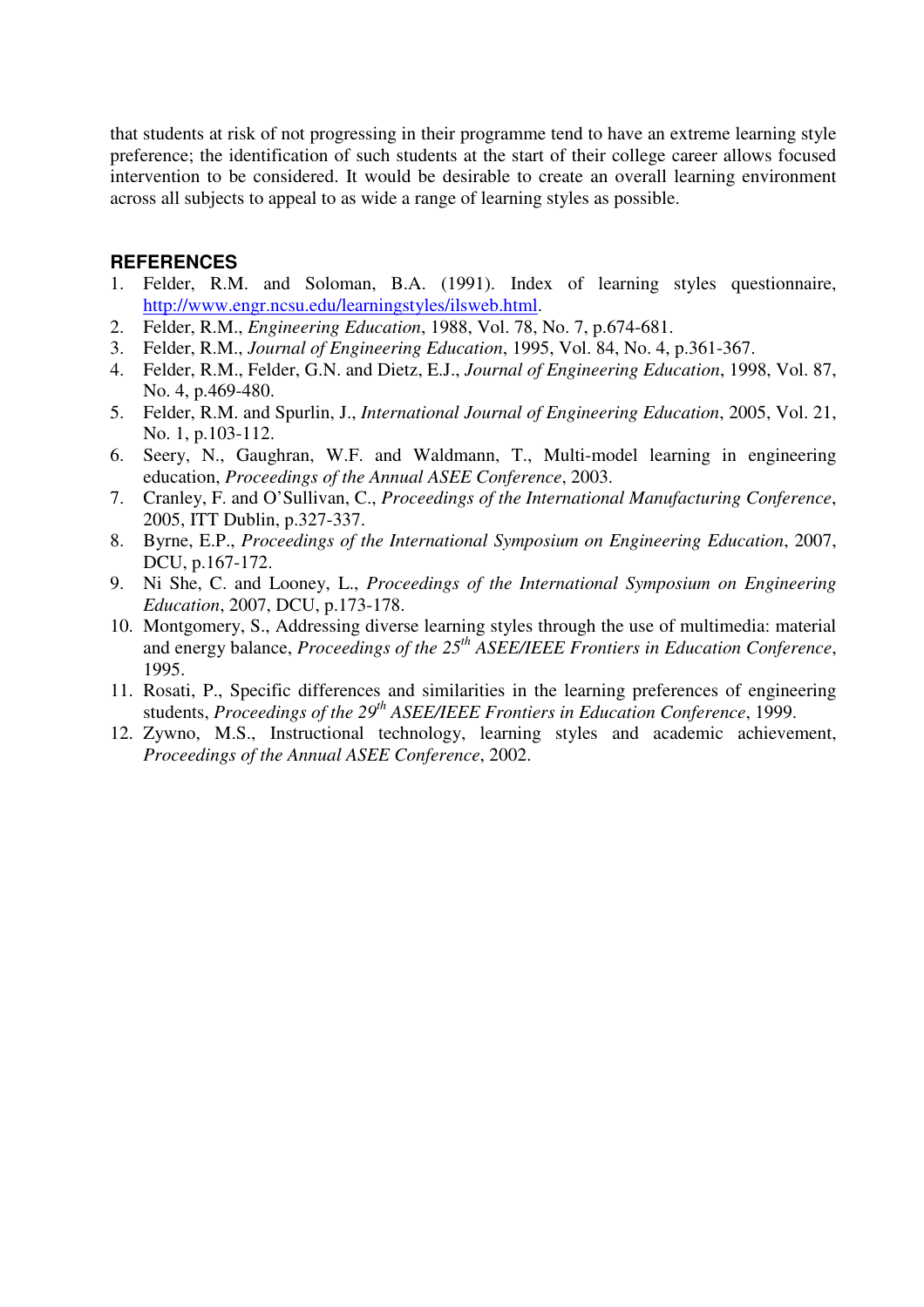that students at risk of not progressing in their programme tend to have an extreme learning style preference; the identification of such students at the start of their college career allows focused intervention to be considered. It would be desirable to create an overall learning environment across all subjects to appeal to as wide a range of learning styles as possible.

## REFERENCES

1. Felder, R.M. and Soloman, B.A. (1991). Index of learning styles questionnaire, http://www.engr.ncsu.edu/learningstyles/ilsweb.html.
2. Felder, R.M., *Engineering Education*, 1988, Vol. 78, No. 7, p.674-681.
3. Felder, R.M., *Journal of Engineering Education*, 1995, Vol. 84, No. 4, p.361-367.
4. Felder, R.M., Felder, G.N. and Dietz, E.J., *Journal of Engineering Education*, 1998, Vol. 87, No. 4, p.469-480.
5. Felder, R.M. and Spurlin, J., *International Journal of Engineering Education*, 2005, Vol. 21, No. 1, p.103-112.
6. Seery, N., Gaughran, W.F. and Waldmann, T., Multi-model learning in engineering education, *Proceedings of the Annual ASEE Conference*, 2003.
7. Cranley, F. and O'Sullivan, C., *Proceedings of the International Manufacturing Conference*, 2005, ITT Dublin, p.327-337.
8. Byrne, E.P., *Proceedings of the International Symposium on Engineering Education*, 2007, DCU, p.167-172.
9. Ni She, C. and Looney, L., *Proceedings of the International Symposium on Engineering Education*, 2007, DCU, p.173-178.
10. Montgomery, S., Addressing diverse learning styles through the use of multimedia: material and energy balance, *Proceedings of the 25th ASEE/IEEE Frontiers in Education Conference*, 1995.
11. Rosati, P., Specific differences and similarities in the learning preferences of engineering students, *Proceedings of the 29th ASEE/IEEE Frontiers in Education Conference*, 1999.
12. Zywno, M.S., Instructional technology, learning styles and academic achievement, *Proceedings of the Annual ASEE Conference*, 2002.